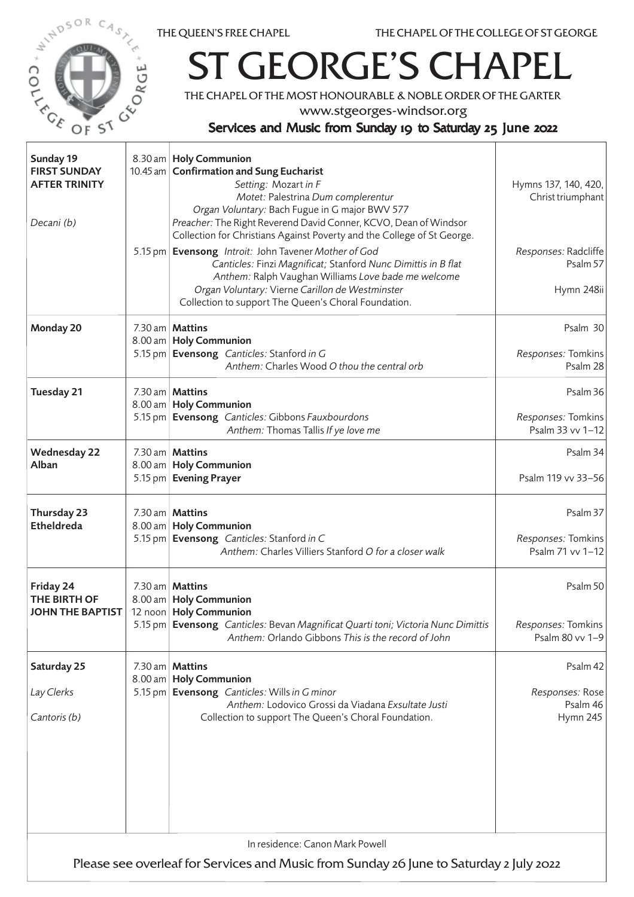THE QUEEN'S FREE CHAPEL — THE CHAPEL OF THE COLLEGE OF ST GEORGE

# ST GEORGE'S CHAPEL

THE CHAPEL OF THE MOST HONOURABLE & NOBLE ORDER OF THE GARTER

www.stgeorges-windsor.org

## Services and Music from Sunday 19 to Saturday 25 June 2022

| Day | Time | Service | Music |
|---|---|---|---|
| **Sunday 19**<br>**FIRST SUNDAY AFTER TRINITY**<br><br>*Decani (b)* | 8.30 am | **Holy Communion** | |
| | 10.45 am | **Confirmation and Sung Eucharist**<br>*Setting:* Mozart *in F*<br>*Motet:* Palestrina *Dum complerentur*<br>*Organ Voluntary:* Bach Fugue in G major BWV 577<br>*Preacher:* The Right Reverend David Conner, KCVO, Dean of Windsor<br>Collection for Christians Against Poverty and the College of St George. | Hymns 137, 140, 420, Christ triumphant |
| | 5.15 pm | **Evensong** *Introit:* John Tavener *Mother of God*<br>*Canticles:* Finzi *Magnificat;* Stanford *Nunc Dimittis in B flat*<br>*Anthem:* Ralph Vaughan Williams *Love bade me welcome*<br>*Organ Voluntary:* Vierne *Carillon de Westminster*<br>Collection to support The Queen's Choral Foundation. | *Responses:* Radcliffe<br>Psalm 57<br><br>Hymn 248ii |
| **Monday 20** | 7.30 am | **Mattins** | Psalm 30 |
| | 8.00 am | **Holy Communion** | |
| | 5.15 pm | **Evensong** *Canticles:* Stanford *in G*<br>*Anthem:* Charles Wood *O thou the central orb* | *Responses:* Tomkins<br>Psalm 28 |
| **Tuesday 21** | 7.30 am | **Mattins** | Psalm 36 |
| | 8.00 am | **Holy Communion** | |
| | 5.15 pm | **Evensong** *Canticles:* Gibbons *Fauxbourdons*<br>*Anthem:* Thomas Tallis *If ye love me* | *Responses:* Tomkins<br>Psalm 33 vv 1–12 |
| **Wednesday 22**<br>**Alban** | 7.30 am | **Mattins** | Psalm 34 |
| | 8.00 am | **Holy Communion** | |
| | 5.15 pm | **Evening Prayer** | Psalm 119 vv 33–56 |
| **Thursday 23**<br>**Etheldreda** | 7.30 am | **Mattins** | Psalm 37 |
| | 8.00 am | **Holy Communion** | |
| | 5.15 pm | **Evensong** *Canticles:* Stanford *in C*<br>*Anthem:* Charles Villiers Stanford *O for a closer walk* | *Responses:* Tomkins<br>Psalm 71 vv 1–12 |
| **Friday 24**<br>**THE BIRTH OF JOHN THE BAPTIST** | 7.30 am | **Mattins** | Psalm 50 |
| | 8.00 am | **Holy Communion** | |
| | 12 noon | **Holy Communion** | |
| | 5.15 pm | **Evensong** *Canticles:* Bevan *Magnificat Quarti toni;* Victoria *Nunc Dimittis*<br>*Anthem:* Orlando Gibbons *This is the record of John* | *Responses:* Tomkins<br>Psalm 80 vv 1–9 |
| **Saturday 25**<br><br>*Lay Clerks*<br><br>*Cantoris (b)* | 7.30 am | **Mattins** | Psalm 42 |
| | 8.00 am | **Holy Communion** | |
| | 5.15 pm | **Evensong** *Canticles:* Wills *in G minor*<br>*Anthem:* Lodovico Grossi da Viadana *Exsultate Justi*<br>Collection to support The Queen's Choral Foundation. | *Responses:* Rose<br>Psalm 46<br>Hymn 245 |

In residence: Canon Mark Powell

Please see overleaf for Services and Music from Sunday 26 June to Saturday 2 July 2022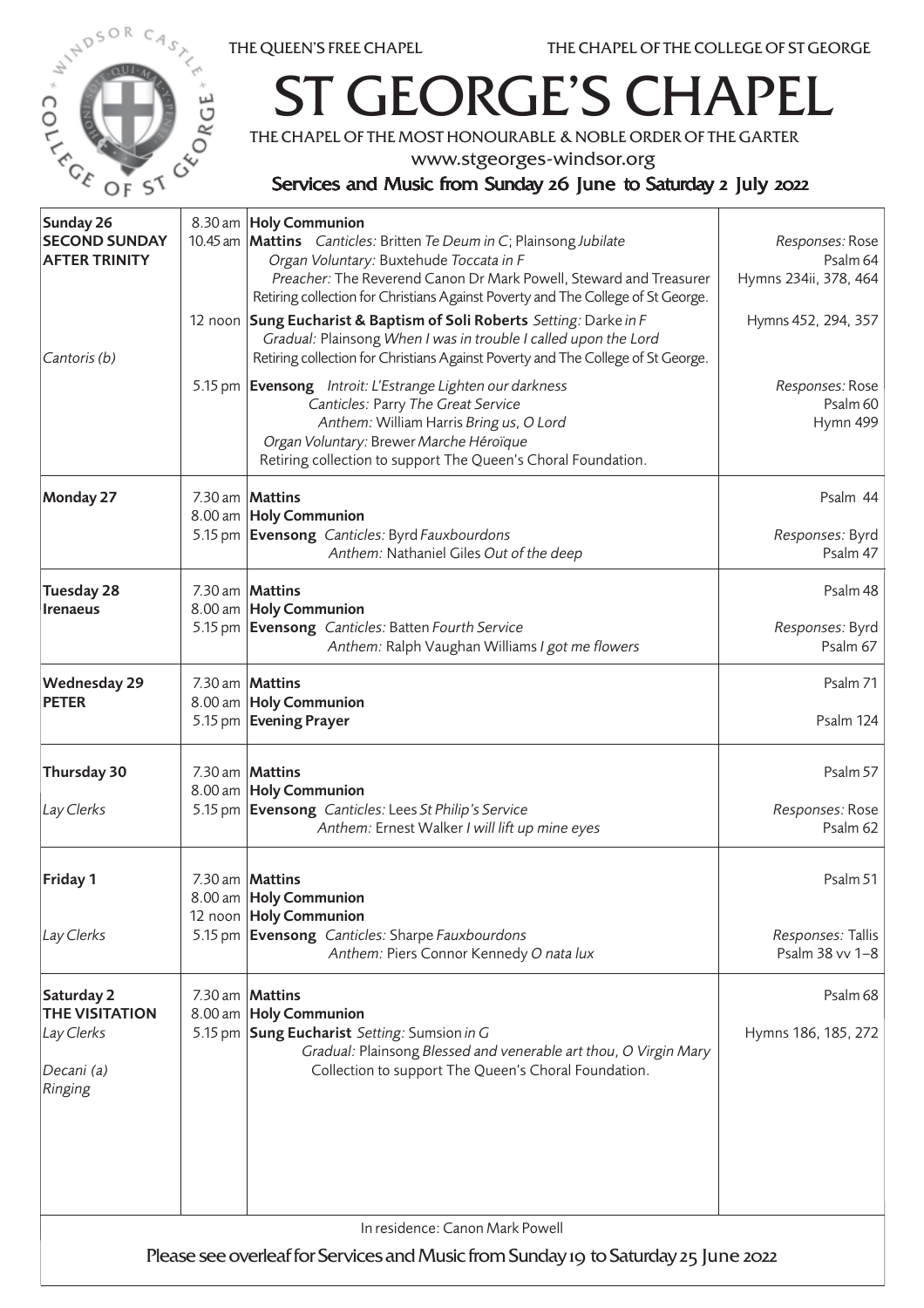THE QUEEN'S FREE CHAPEL THE CHAPEL OF THE COLLEGE OF ST GEORGE

# ST GEORGE'S CHAPEL

THE CHAPEL OF THE MOST HONOURABLE & NOBLE ORDER OF THE GARTER

www.stgeorges-windsor.org

## Services and Music from Sunday 26 June to Saturday 2 July 2022

| | | | |
|---|---|---|---|
| **Sunday 26**<br>**SECOND SUNDAY AFTER TRINITY** | 8.30 am | **Holy Communion** | |
| | 10.45 am | **Mattins** *Canticles:* Britten *Te Deum in C*; Plainsong *Jubilate*<br>*Organ Voluntary:* Buxtehude *Toccata in F*<br>*Preacher:* The Reverend Canon Dr Mark Powell, Steward and Treasurer<br>Retiring collection for Christians Against Poverty and The College of St George. | *Responses:* Rose<br>Psalm 64<br>Hymns 234ii, 378, 464 |
| *Cantoris (b)* | 12 noon | **Sung Eucharist & Baptism of Soli Roberts** *Setting:* Darke *in F*<br>*Gradual:* Plainsong *When I was in trouble I called upon the Lord*<br>Retiring collection for Christians Against Poverty and The College of St George. | Hymns 452, 294, 357 |
| | 5.15 pm | **Evensong** *Introit:* L'Estrange *Lighten our darkness*<br>*Canticles:* Parry *The Great Service*<br>*Anthem:* William Harris *Bring us, O Lord*<br>*Organ Voluntary:* Brewer *Marche Héroïque*<br>Retiring collection to support The Queen's Choral Foundation. | *Responses:* Rose<br>Psalm 60<br>Hymn 499 |
| **Monday 27** | 7.30 am | **Mattins** | Psalm 44 |
| | 8.00 am | **Holy Communion** | |
| | 5.15 pm | **Evensong** *Canticles:* Byrd *Fauxbourdons*<br>*Anthem:* Nathaniel Giles *Out of the deep* | *Responses:* Byrd<br>Psalm 47 |
| **Tuesday 28**<br>**Irenaeus** | 7.30 am | **Mattins** | Psalm 48 |
| | 8.00 am | **Holy Communion** | |
| | 5.15 pm | **Evensong** *Canticles:* Batten *Fourth Service*<br>*Anthem:* Ralph Vaughan Williams *I got me flowers* | *Responses:* Byrd<br>Psalm 67 |
| **Wednesday 29**<br>**PETER** | 7.30 am | **Mattins** | Psalm 71 |
| | 8.00 am | **Holy Communion** | |
| | 5.15 pm | **Evening Prayer** | Psalm 124 |
| **Thursday 30** | 7.30 am | **Mattins** | Psalm 57 |
| | 8.00 am | **Holy Communion** | |
| *Lay Clerks* | 5.15 pm | **Evensong** *Canticles:* Lees *St Philip's Service*<br>*Anthem:* Ernest Walker *I will lift up mine eyes* | *Responses:* Rose<br>Psalm 62 |
| **Friday 1** | 7.30 am | **Mattins** | Psalm 51 |
| | 8.00 am | **Holy Communion** | |
| | 12 noon | **Holy Communion** | |
| *Lay Clerks* | 5.15 pm | **Evensong** *Canticles:* Sharpe *Fauxbourdons*<br>*Anthem:* Piers Connor Kennedy *O nata lux* | *Responses:* Tallis<br>Psalm 38 vv 1–8 |
| **Saturday 2**<br>**THE VISITATION** | 7.30 am | **Mattins** | Psalm 68 |
| | 8.00 am | **Holy Communion** | |
| *Lay Clerks*<br>*Decani (a)*<br>*Ringing* | 5.15 pm | **Sung Eucharist** *Setting:* Sumsion *in G*<br>*Gradual:* Plainsong *Blessed and venerable art thou, O Virgin Mary*<br>Collection to support The Queen's Choral Foundation. | Hymns 186, 185, 272 |

In residence: Canon Mark Powell

Please see overleaf for Services and Music from Sunday 19 to Saturday 25 June 2022